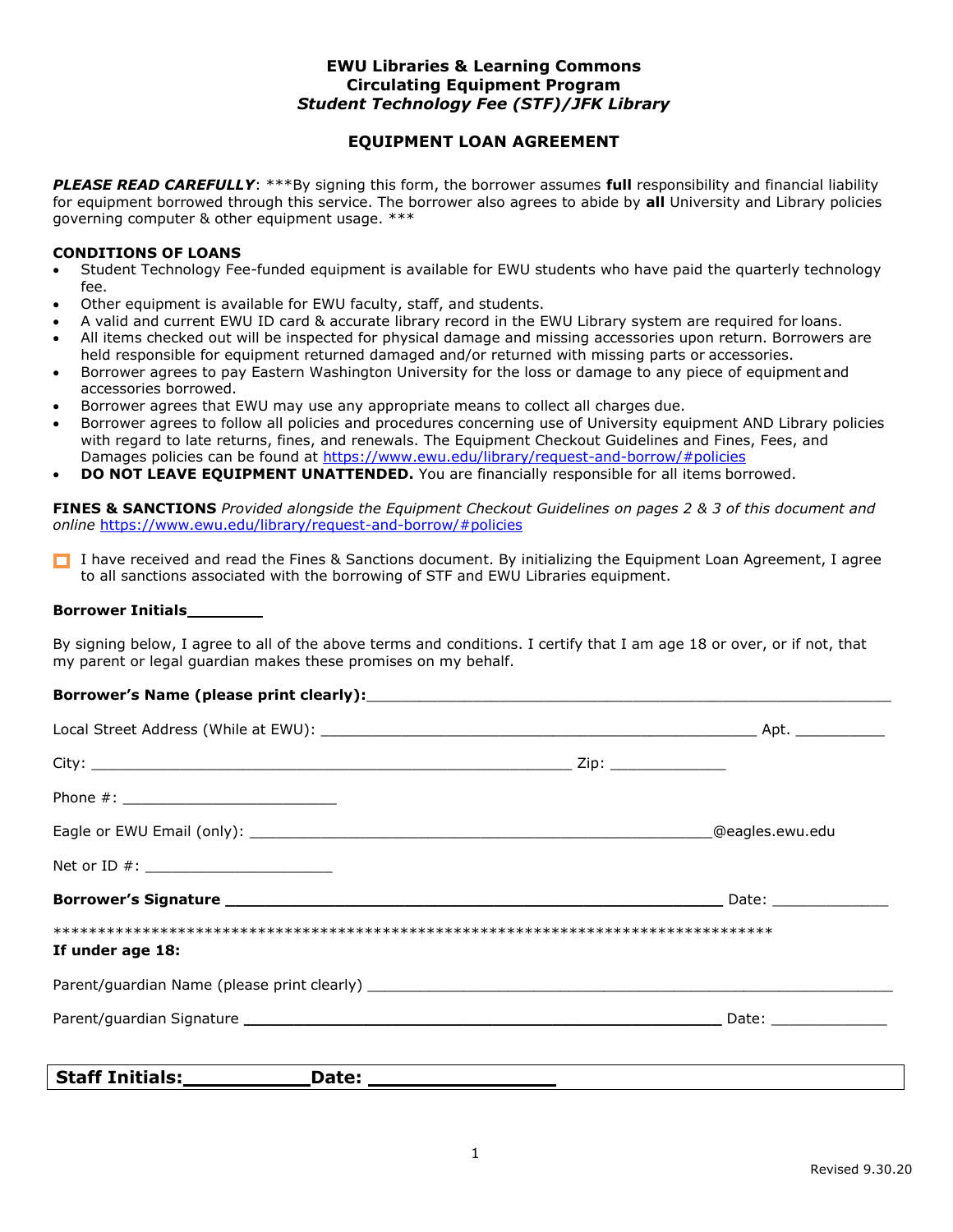**EWU Libraries & Learning Commons**
**Circulating Equipment Program**
***Student Technology Fee (STF)/JFK Library***

## EQUIPMENT LOAN AGREEMENT

***PLEASE READ CAREFULLY***: ***By signing this form, the borrower assumes **full** responsibility and financial liability for equipment borrowed through this service. The borrower also agrees to abide by **all** University and Library policies governing computer & other equipment usage. ***

**CONDITIONS OF LOANS**

- Student Technology Fee-funded equipment is available for EWU students who have paid the quarterly technology fee.
- Other equipment is available for EWU faculty, staff, and students.
- A valid and current EWU ID card & accurate library record in the EWU Library system are required for loans.
- All items checked out will be inspected for physical damage and missing accessories upon return. Borrowers are held responsible for equipment returned damaged and/or returned with missing parts or accessories.
- Borrower agrees to pay Eastern Washington University for the loss or damage to any piece of equipment and accessories borrowed.
- Borrower agrees that EWU may use any appropriate means to collect all charges due.
- Borrower agrees to follow all policies and procedures concerning use of University equipment AND Library policies with regard to late returns, fines, and renewals. The Equipment Checkout Guidelines and Fines, Fees, and Damages policies can be found at https://www.ewu.edu/library/request-and-borrow/#policies
- **DO NOT LEAVE EQUIPMENT UNATTENDED.** You are financially responsible for all items borrowed.

**FINES & SANCTIONS** *Provided alongside the Equipment Checkout Guidelines on pages 2 & 3 of this document and online* https://www.ewu.edu/library/request-and-borrow/#policies

☐ I have received and read the Fines & Sanctions document. By initializing the Equipment Loan Agreement, I agree to all sanctions associated with the borrowing of STF and EWU Libraries equipment.

**Borrower Initials**________

By signing below, I agree to all of the above terms and conditions. I certify that I am age 18 or over, or if not, that my parent or legal guardian makes these promises on my behalf.

**Borrower's Name (please print clearly):**____________________________________________

Local Street Address (While at EWU): ________________________________________ Apt. __________

City: ____________________________________________ Zip: ____________

Phone #: ________________________

Eagle or EWU Email (only): ____________________________________________@eagles.ewu.edu

Net or ID #: ____________________

**Borrower's Signature** ____________________________________________ Date: ____________

************************************************************************************

**If under age 18:**

Parent/guardian Name (please print clearly) ____________________________________________

Parent/guardian Signature ____________________________________________ Date: ____________

| **Staff Initials:**___________ **Date:** _______________ |
|---|

Revised 9.30.20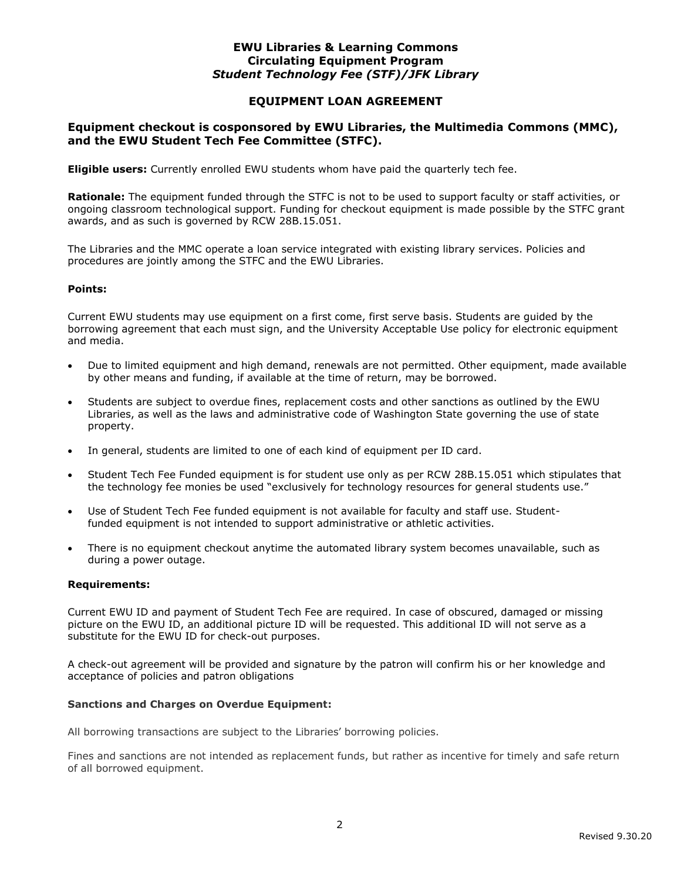**EWU Libraries & Learning Commons**
**Circulating Equipment Program**
***Student Technology Fee (STF)/JFK Library***

## EQUIPMENT LOAN AGREEMENT

### Equipment checkout is cosponsored by EWU Libraries, the Multimedia Commons (MMC), and the EWU Student Tech Fee Committee (STFC).

**Eligible users:** Currently enrolled EWU students whom have paid the quarterly tech fee.

**Rationale:** The equipment funded through the STFC is not to be used to support faculty or staff activities, or ongoing classroom technological support. Funding for checkout equipment is made possible by the STFC grant awards, and as such is governed by RCW 28B.15.051.

The Libraries and the MMC operate a loan service integrated with existing library services. Policies and procedures are jointly among the STFC and the EWU Libraries.

**Points:**

Current EWU students may use equipment on a first come, first serve basis. Students are guided by the borrowing agreement that each must sign, and the University Acceptable Use policy for electronic equipment and media.

- Due to limited equipment and high demand, renewals are not permitted. Other equipment, made available by other means and funding, if available at the time of return, may be borrowed.
- Students are subject to overdue fines, replacement costs and other sanctions as outlined by the EWU Libraries, as well as the laws and administrative code of Washington State governing the use of state property.
- In general, students are limited to one of each kind of equipment per ID card.
- Student Tech Fee Funded equipment is for student use only as per RCW 28B.15.051 which stipulates that the technology fee monies be used "exclusively for technology resources for general students use."
- Use of Student Tech Fee funded equipment is not available for faculty and staff use. Student-funded equipment is not intended to support administrative or athletic activities.
- There is no equipment checkout anytime the automated library system becomes unavailable, such as during a power outage.

**Requirements:**

Current EWU ID and payment of Student Tech Fee are required. In case of obscured, damaged or missing picture on the EWU ID, an additional picture ID will be requested. This additional ID will not serve as a substitute for the EWU ID for check-out purposes.

A check-out agreement will be provided and signature by the patron will confirm his or her knowledge and acceptance of policies and patron obligations

**Sanctions and Charges on Overdue Equipment:**

All borrowing transactions are subject to the Libraries' borrowing policies.

Fines and sanctions are not intended as replacement funds, but rather as incentive for timely and safe return of all borrowed equipment.

Revised 9.30.20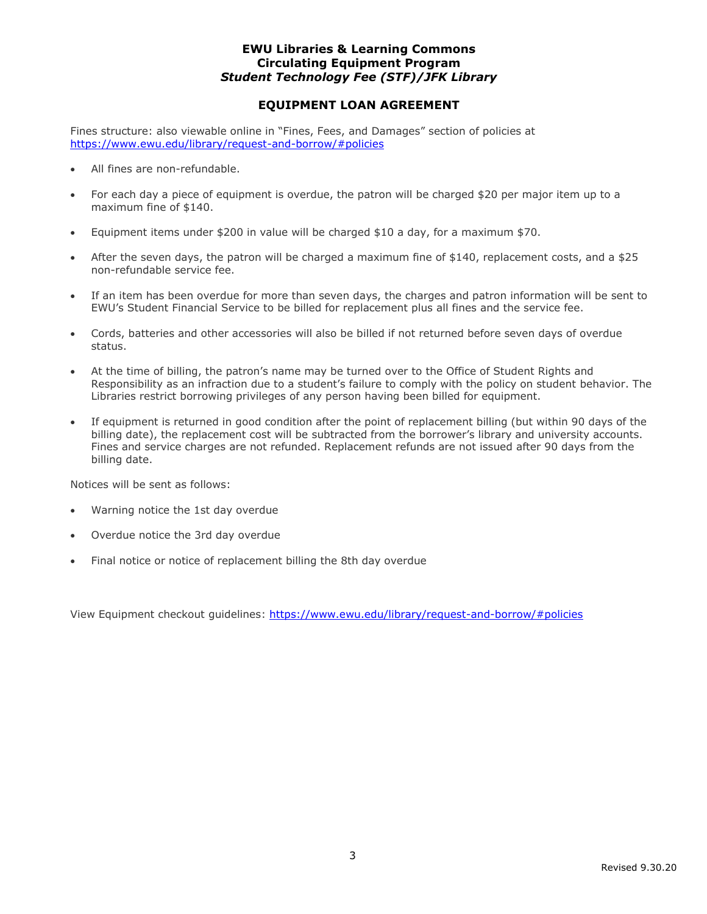**EWU Libraries & Learning Commons**
**Circulating Equipment Program**
***Student Technology Fee (STF)/JFK Library***

## EQUIPMENT LOAN AGREEMENT

Fines structure: also viewable online in "Fines, Fees, and Damages" section of policies at https://www.ewu.edu/library/request-and-borrow/#policies

- All fines are non-refundable.
- For each day a piece of equipment is overdue, the patron will be charged $20 per major item up to a maximum fine of $140.
- Equipment items under $200 in value will be charged $10 a day, for a maximum $70.
- After the seven days, the patron will be charged a maximum fine of $140, replacement costs, and a $25 non-refundable service fee.
- If an item has been overdue for more than seven days, the charges and patron information will be sent to EWU's Student Financial Service to be billed for replacement plus all fines and the service fee.
- Cords, batteries and other accessories will also be billed if not returned before seven days of overdue status.
- At the time of billing, the patron's name may be turned over to the Office of Student Rights and Responsibility as an infraction due to a student's failure to comply with the policy on student behavior. The Libraries restrict borrowing privileges of any person having been billed for equipment.
- If equipment is returned in good condition after the point of replacement billing (but within 90 days of the billing date), the replacement cost will be subtracted from the borrower's library and university accounts. Fines and service charges are not refunded. Replacement refunds are not issued after 90 days from the billing date.

Notices will be sent as follows:

- Warning notice the 1st day overdue
- Overdue notice the 3rd day overdue
- Final notice or notice of replacement billing the 8th day overdue

View Equipment checkout guidelines: https://www.ewu.edu/library/request-and-borrow/#policies

Revised 9.30.20